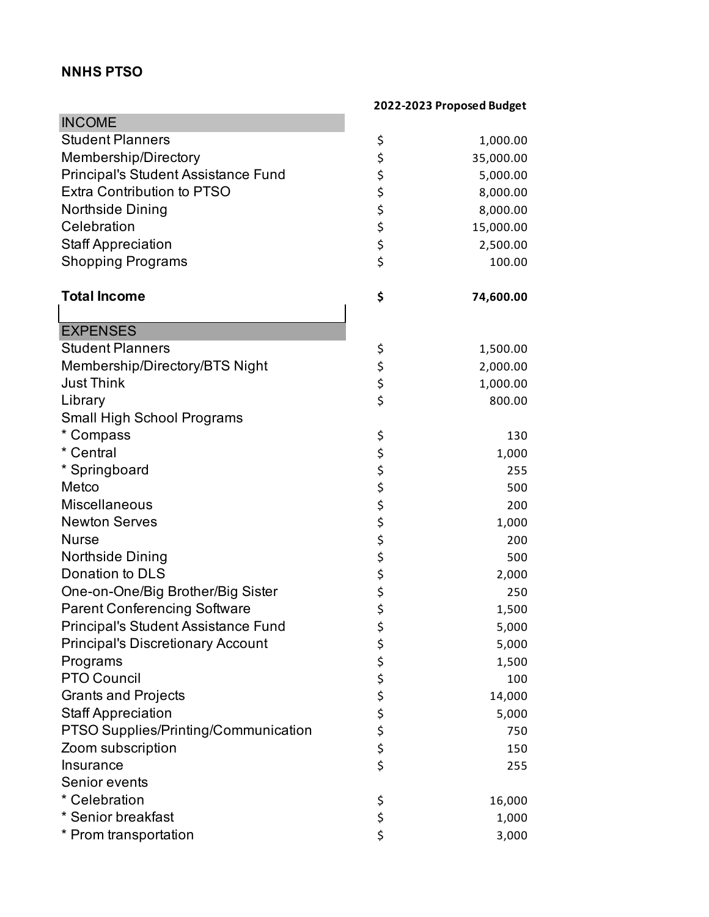**NNHS PTSO**

| | 2022-2023 Proposed Budget |
|---|---|
| **INCOME** | |
| Student Planners | $ 1,000.00 |
| Membership/Directory | $ 35,000.00 |
| Principal's Student Assistance Fund | $ 5,000.00 |
| Extra Contribution to PTSO | $ 8,000.00 |
| Northside Dining | $ 8,000.00 |
| Celebration | $ 15,000.00 |
| Staff Appreciation | $ 2,500.00 |
| Shopping Programs | $ 100.00 |
| | |
| **Total Income** | **$ 74,600.00** |
| | |
| **EXPENSES** | |
| Student Planners | $ 1,500.00 |
| Membership/Directory/BTS Night | $ 2,000.00 |
| Just Think | $ 1,000.00 |
| Library | $ 800.00 |
| Small High School Programs | |
| * Compass | $ 130 |
| * Central | $ 1,000 |
| * Springboard | $ 255 |
| Metco | $ 500 |
| Miscellaneous | $ 200 |
| Newton Serves | $ 1,000 |
| Nurse | $ 200 |
| Northside Dining | $ 500 |
| Donation to DLS | $ 2,000 |
| One-on-One/Big Brother/Big Sister | $ 250 |
| Parent Conferencing Software | $ 1,500 |
| Principal's Student Assistance Fund | $ 5,000 |
| Principal's Discretionary Account | $ 5,000 |
| Programs | $ 1,500 |
| PTO Council | $ 100 |
| Grants and Projects | $ 14,000 |
| Staff Appreciation | $ 5,000 |
| PTSO Supplies/Printing/Communication | $ 750 |
| Zoom subscription | $ 150 |
| Insurance | $ 255 |
| Senior events | |
| * Celebration | $ 16,000 |
| * Senior breakfast | $ 1,000 |
| * Prom transportation | $ 3,000 |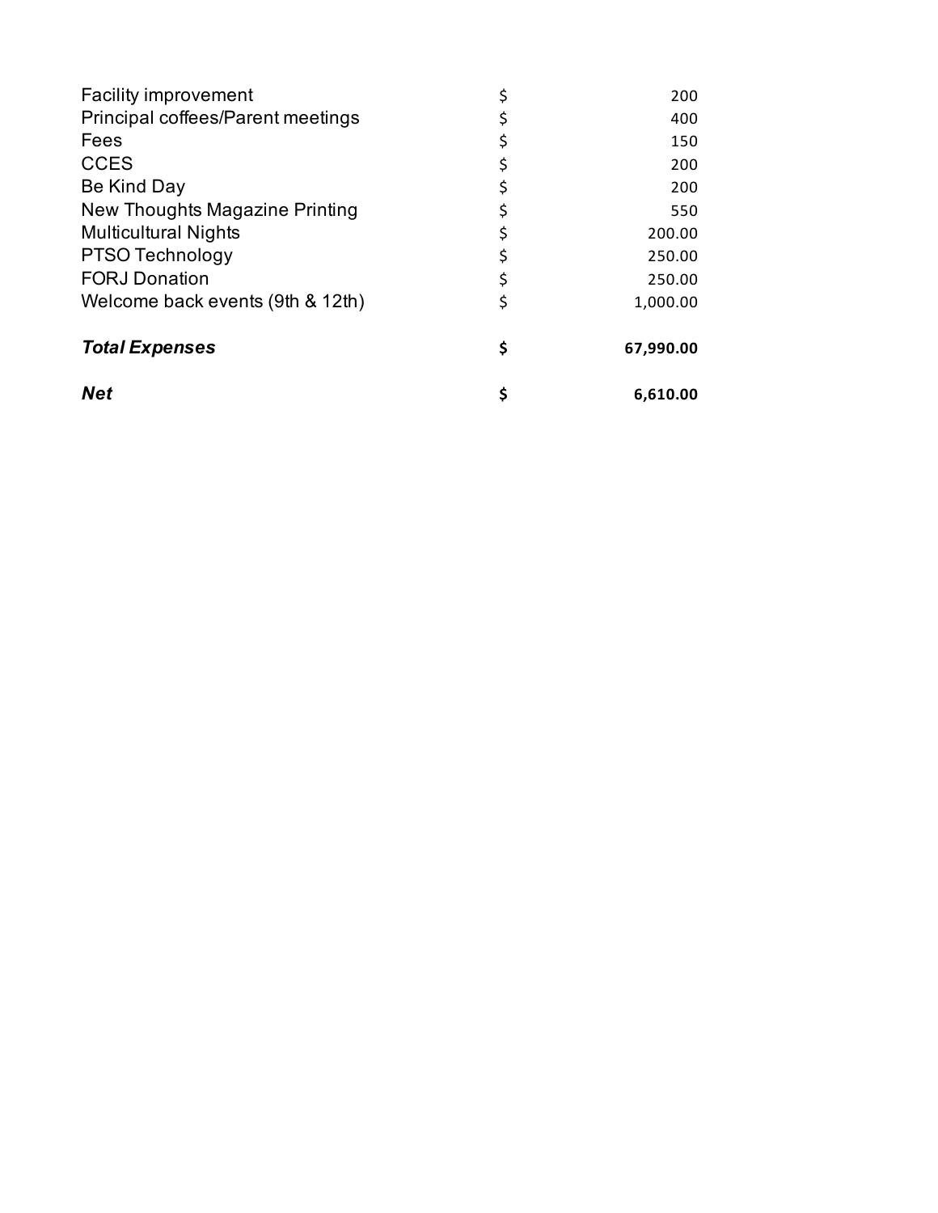| | | |
|---|---|---|
| Facility improvement | $ | 200 |
| Principal coffees/Parent meetings | $ | 400 |
| Fees | $ | 150 |
| CCES | $ | 200 |
| Be Kind Day | $ | 200 |
| New Thoughts Magazine Printing | $ | 550 |
| Multicultural Nights | $ | 200.00 |
| PTSO Technology | $ | 250.00 |
| FORJ Donation | $ | 250.00 |
| Welcome back events (9th & 12th) | $ | 1,000.00 |
| ***Total Expenses*** | **$** | **67,990.00** |
| ***Net*** | **$** | **6,610.00** |